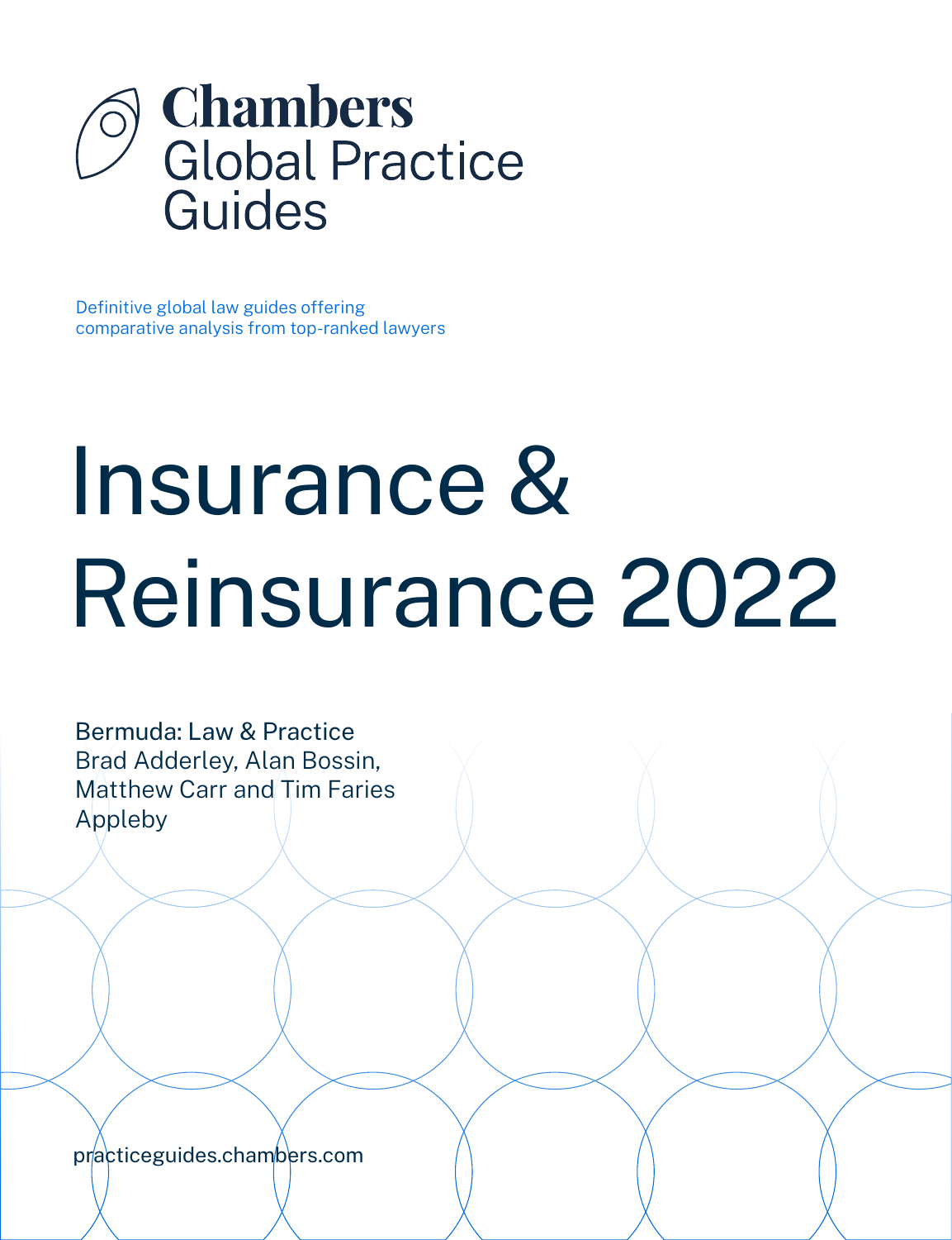# Chambers Global Practice Guides

Definitive global law guides offering comparative analysis from top-ranked lawyers

# Insurance & Reinsurance 2022

Bermuda: Law & Practice
Brad Adderley, Alan Bossin, Matthew Carr and Tim Faries
Appleby

practiceguides.chambers.com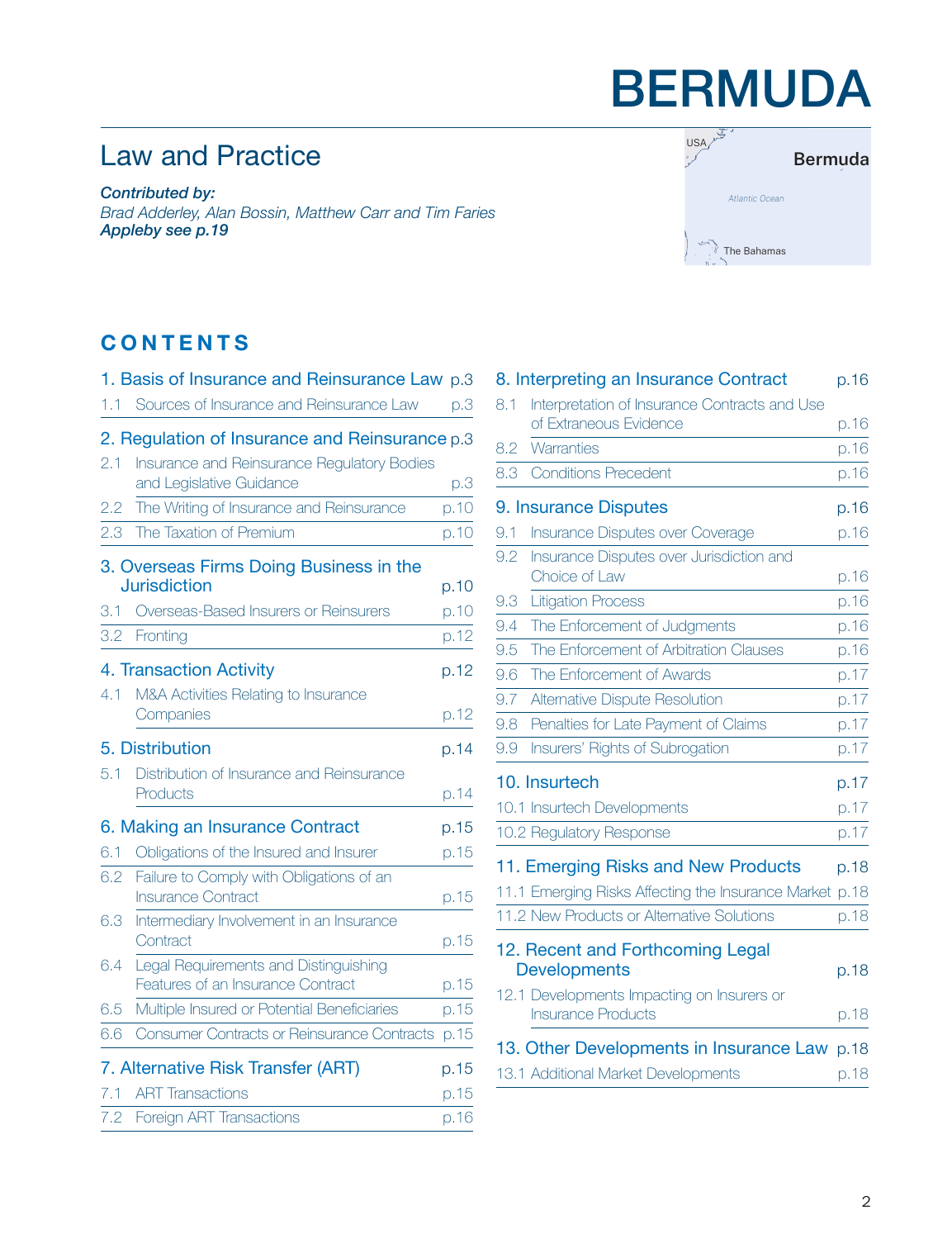# BERMUDA

## Law and Practice

***Contributed by:***
*Brad Adderley, Alan Bossin, Matthew Carr and Tim Faries*
***Appleby see p.19***

## CONTENTS

**1. Basis of Insurance and Reinsurance Law** p.3
- 1.1 Sources of Insurance and Reinsurance Law p.3

**2. Regulation of Insurance and Reinsurance** p.3
- 2.1 Insurance and Reinsurance Regulatory Bodies and Legislative Guidance p.3
- 2.2 The Writing of Insurance and Reinsurance p.10
- 2.3 The Taxation of Premium p.10

**3. Overseas Firms Doing Business in the Jurisdiction** p.10
- 3.1 Overseas-Based Insurers or Reinsurers p.10
- 3.2 Fronting p.12

**4. Transaction Activity** p.12
- 4.1 M&A Activities Relating to Insurance Companies p.12

**5. Distribution** p.14
- 5.1 Distribution of Insurance and Reinsurance Products p.14

**6. Making an Insurance Contract** p.15
- 6.1 Obligations of the Insured and Insurer p.15
- 6.2 Failure to Comply with Obligations of an Insurance Contract p.15
- 6.3 Intermediary Involvement in an Insurance Contract p.15
- 6.4 Legal Requirements and Distinguishing Features of an Insurance Contract p.15
- 6.5 Multiple Insured or Potential Beneficiaries p.15
- 6.6 Consumer Contracts or Reinsurance Contracts p.15

**7. Alternative Risk Transfer (ART)** p.15
- 7.1 ART Transactions p.15
- 7.2 Foreign ART Transactions p.16

**8. Interpreting an Insurance Contract** p.16
- 8.1 Interpretation of Insurance Contracts and Use of Extraneous Evidence p.16
- 8.2 Warranties p.16
- 8.3 Conditions Precedent p.16

**9. Insurance Disputes** p.16
- 9.1 Insurance Disputes over Coverage p.16
- 9.2 Insurance Disputes over Jurisdiction and Choice of Law p.16
- 9.3 Litigation Process p.16
- 9.4 The Enforcement of Judgments p.16
- 9.5 The Enforcement of Arbitration Clauses p.16
- 9.6 The Enforcement of Awards p.17
- 9.7 Alternative Dispute Resolution p.17
- 9.8 Penalties for Late Payment of Claims p.17
- 9.9 Insurers' Rights of Subrogation p.17

**10. Insurtech** p.17
- 10.1 Insurtech Developments p.17
- 10.2 Regulatory Response p.17

**11. Emerging Risks and New Products** p.18
- 11.1 Emerging Risks Affecting the Insurance Market p.18
- 11.2 New Products or Alternative Solutions p.18

**12. Recent and Forthcoming Legal Developments** p.18
- 12.1 Developments Impacting on Insurers or Insurance Products p.18

**13. Other Developments in Insurance Law** p.18
- 13.1 Additional Market Developments p.18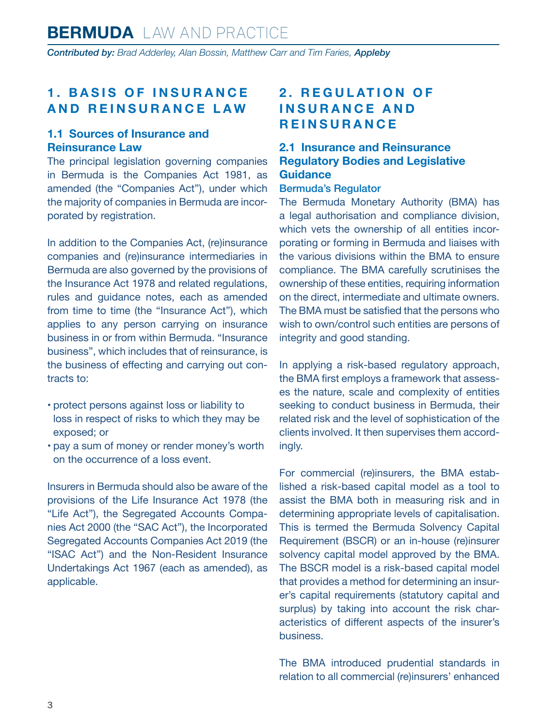## 1. BASIS OF INSURANCE AND REINSURANCE LAW

### 1.1 Sources of Insurance and Reinsurance Law

The principal legislation governing companies in Bermuda is the Companies Act 1981, as amended (the "Companies Act"), under which the majority of companies in Bermuda are incorporated by registration.

In addition to the Companies Act, (re)insurance companies and (re)insurance intermediaries in Bermuda are also governed by the provisions of the Insurance Act 1978 and related regulations, rules and guidance notes, each as amended from time to time (the "Insurance Act"), which applies to any person carrying on insurance business in or from within Bermuda. "Insurance business", which includes that of reinsurance, is the business of effecting and carrying out contracts to:

- protect persons against loss or liability to loss in respect of risks to which they may be exposed; or
- pay a sum of money or render money's worth on the occurrence of a loss event.

Insurers in Bermuda should also be aware of the provisions of the Life Insurance Act 1978 (the "Life Act"), the Segregated Accounts Companies Act 2000 (the "SAC Act"), the Incorporated Segregated Accounts Companies Act 2019 (the "ISAC Act") and the Non-Resident Insurance Undertakings Act 1967 (each as amended), as applicable.

## 2. REGULATION OF INSURANCE AND REINSURANCE

### 2.1 Insurance and Reinsurance Regulatory Bodies and Legislative Guidance

#### Bermuda's Regulator

The Bermuda Monetary Authority (BMA) has a legal authorisation and compliance division, which vets the ownership of all entities incorporating or forming in Bermuda and liaises with the various divisions within the BMA to ensure compliance. The BMA carefully scrutinises the ownership of these entities, requiring information on the direct, intermediate and ultimate owners. The BMA must be satisfied that the persons who wish to own/control such entities are persons of integrity and good standing.

In applying a risk-based regulatory approach, the BMA first employs a framework that assesses the nature, scale and complexity of entities seeking to conduct business in Bermuda, their related risk and the level of sophistication of the clients involved. It then supervises them accordingly.

For commercial (re)insurers, the BMA established a risk-based capital model as a tool to assist the BMA both in measuring risk and in determining appropriate levels of capitalisation. This is termed the Bermuda Solvency Capital Requirement (BSCR) or an in-house (re)insurer solvency capital model approved by the BMA. The BSCR model is a risk-based capital model that provides a method for determining an insurer's capital requirements (statutory capital and surplus) by taking into account the risk characteristics of different aspects of the insurer's business.

The BMA introduced prudential standards in relation to all commercial (re)insurers' enhanced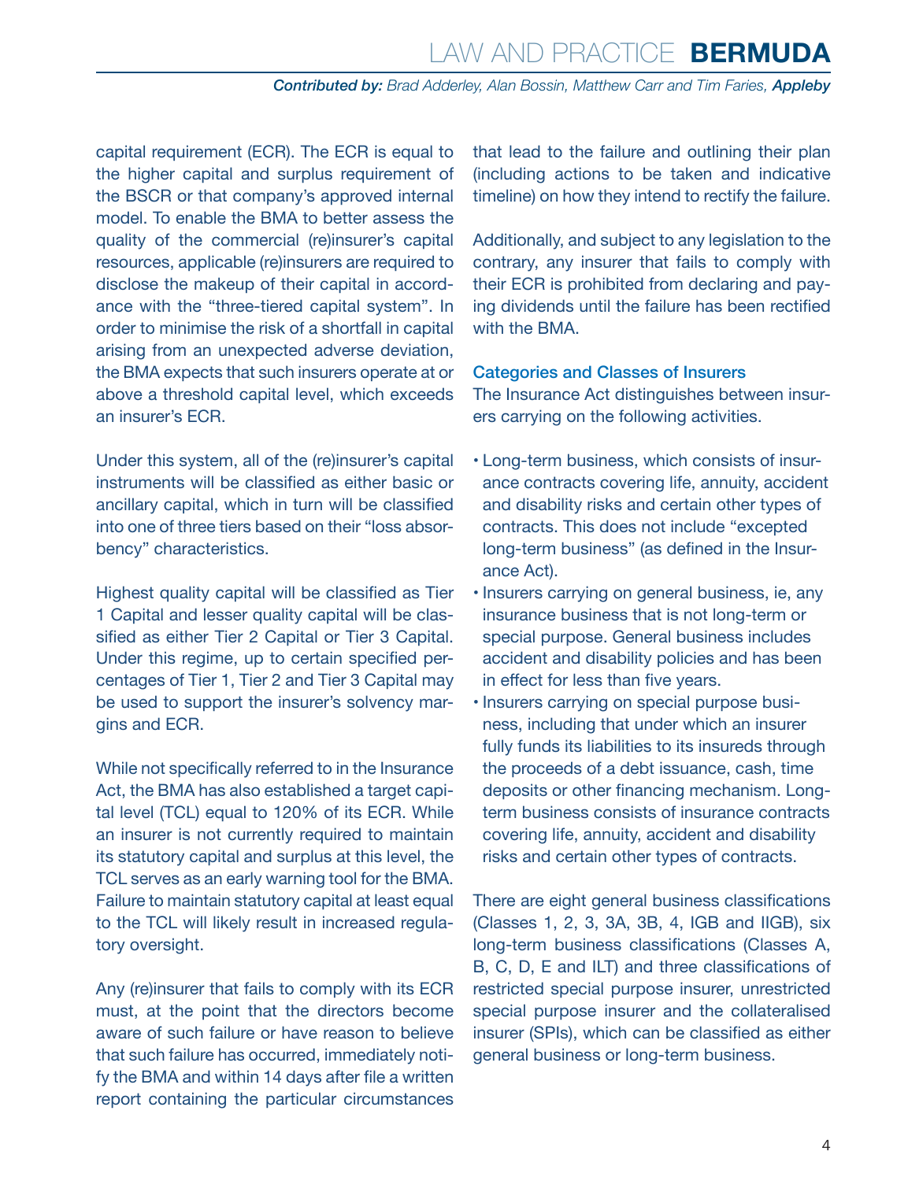capital requirement (ECR). The ECR is equal to the higher capital and surplus requirement of the BSCR or that company's approved internal model. To enable the BMA to better assess the quality of the commercial (re)insurer's capital resources, applicable (re)insurers are required to disclose the makeup of their capital in accordance with the "three-tiered capital system". In order to minimise the risk of a shortfall in capital arising from an unexpected adverse deviation, the BMA expects that such insurers operate at or above a threshold capital level, which exceeds an insurer's ECR.

Under this system, all of the (re)insurer's capital instruments will be classified as either basic or ancillary capital, which in turn will be classified into one of three tiers based on their "loss absorbency" characteristics.

Highest quality capital will be classified as Tier 1 Capital and lesser quality capital will be classified as either Tier 2 Capital or Tier 3 Capital. Under this regime, up to certain specified percentages of Tier 1, Tier 2 and Tier 3 Capital may be used to support the insurer's solvency margins and ECR.

While not specifically referred to in the Insurance Act, the BMA has also established a target capital level (TCL) equal to 120% of its ECR. While an insurer is not currently required to maintain its statutory capital and surplus at this level, the TCL serves as an early warning tool for the BMA. Failure to maintain statutory capital at least equal to the TCL will likely result in increased regulatory oversight.

Any (re)insurer that fails to comply with its ECR must, at the point that the directors become aware of such failure or have reason to believe that such failure has occurred, immediately notify the BMA and within 14 days after file a written report containing the particular circumstances that lead to the failure and outlining their plan (including actions to be taken and indicative timeline) on how they intend to rectify the failure.

Additionally, and subject to any legislation to the contrary, any insurer that fails to comply with their ECR is prohibited from declaring and paying dividends until the failure has been rectified with the BMA.

### Categories and Classes of Insurers

The Insurance Act distinguishes between insurers carrying on the following activities.

- Long-term business, which consists of insurance contracts covering life, annuity, accident and disability risks and certain other types of contracts. This does not include "excepted long-term business" (as defined in the Insurance Act).
- Insurers carrying on general business, ie, any insurance business that is not long-term or special purpose. General business includes accident and disability policies and has been in effect for less than five years.
- Insurers carrying on special purpose business, including that under which an insurer fully funds its liabilities to its insureds through the proceeds of a debt issuance, cash, time deposits or other financing mechanism. Long-term business consists of insurance contracts covering life, annuity, accident and disability risks and certain other types of contracts.

There are eight general business classifications (Classes 1, 2, 3, 3A, 3B, 4, IGB and IIGB), six long-term business classifications (Classes A, B, C, D, E and ILT) and three classifications of restricted special purpose insurer, unrestricted special purpose insurer and the collateralised insurer (SPIs), which can be classified as either general business or long-term business.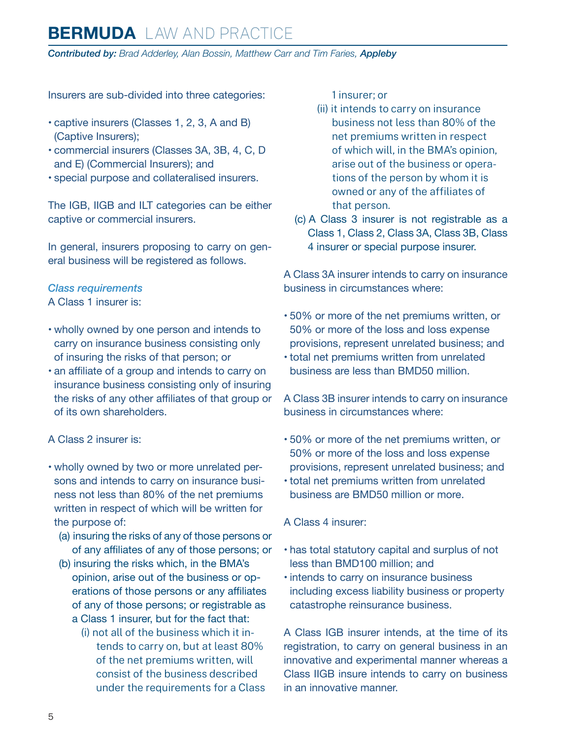Insurers are sub-divided into three categories:

- captive insurers (Classes 1, 2, 3, A and B) (Captive Insurers);
- commercial insurers (Classes 3A, 3B, 4, C, D and E) (Commercial Insurers); and
- special purpose and collateralised insurers.

The IGB, IIGB and ILT categories can be either captive or commercial insurers.

In general, insurers proposing to carry on general business will be registered as follows.

*Class requirements*

A Class 1 insurer is:

- wholly owned by one person and intends to carry on insurance business consisting only of insuring the risks of that person; or
- an affiliate of a group and intends to carry on insurance business consisting only of insuring the risks of any other affiliates of that group or of its own shareholders.

A Class 2 insurer is:

- wholly owned by two or more unrelated persons and intends to carry on insurance business not less than 80% of the net premiums written in respect of which will be written for the purpose of:
  - (a) insuring the risks of any of those persons or of any affiliates of any of those persons; or
  - (b) insuring the risks which, in the BMA's opinion, arise out of the business or operations of those persons or any affiliates of any of those persons; or registrable as a Class 1 insurer, but for the fact that:
    - (i) not all of the business which it intends to carry on, but at least 80% of the net premiums written, will consist of the business described under the requirements for a Class 1 insurer; or
    - (ii) it intends to carry on insurance business not less than 80% of the net premiums written in respect of which will, in the BMA's opinion, arise out of the business or operations of the person by whom it is owned or any of the affiliates of that person.
  - (c) A Class 3 insurer is not registrable as a Class 1, Class 2, Class 3A, Class 3B, Class 4 insurer or special purpose insurer.

A Class 3A insurer intends to carry on insurance business in circumstances where:

- 50% or more of the net premiums written, or 50% or more of the loss and loss expense provisions, represent unrelated business; and
- total net premiums written from unrelated business are less than BMD50 million.

A Class 3B insurer intends to carry on insurance business in circumstances where:

- 50% or more of the net premiums written, or 50% or more of the loss and loss expense provisions, represent unrelated business; and
- total net premiums written from unrelated business are BMD50 million or more.

A Class 4 insurer:

- has total statutory capital and surplus of not less than BMD100 million; and
- intends to carry on insurance business including excess liability business or property catastrophe reinsurance business.

A Class IGB insurer intends, at the time of its registration, to carry on general business in an innovative and experimental manner whereas a Class IIGB insure intends to carry on business in an innovative manner.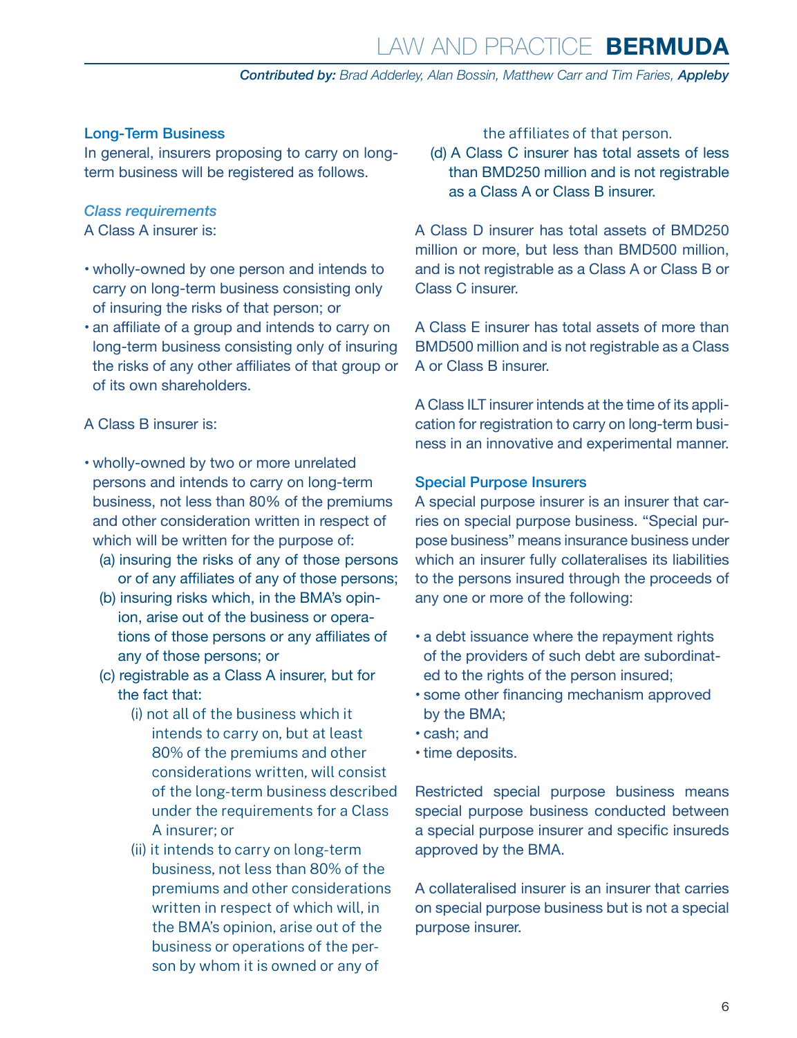### Long-Term Business

In general, insurers proposing to carry on long-term business will be registered as follows.

#### *Class requirements*

A Class A insurer is:

- wholly-owned by one person and intends to carry on long-term business consisting only of insuring the risks of that person; or
- an affiliate of a group and intends to carry on long-term business consisting only of insuring the risks of any other affiliates of that group or of its own shareholders.

A Class B insurer is:

- wholly-owned by two or more unrelated persons and intends to carry on long-term business, not less than 80% of the premiums and other consideration written in respect of which will be written for the purpose of:
  - (a) insuring the risks of any of those persons or of any affiliates of any of those persons;
  - (b) insuring risks which, in the BMA's opinion, arise out of the business or operations of those persons or any affiliates of any of those persons; or
  - (c) registrable as a Class A insurer, but for the fact that:
    - (i) not all of the business which it intends to carry on, but at least 80% of the premiums and other considerations written, will consist of the long-term business described under the requirements for a Class A insurer; or
    - (ii) it intends to carry on long-term business, not less than 80% of the premiums and other considerations written in respect of which will, in the BMA's opinion, arise out of the business or operations of the person by whom it is owned or any of the affiliates of that person.
  - (d) A Class C insurer has total assets of less than BMD250 million and is not registrable as a Class A or Class B insurer.

A Class D insurer has total assets of BMD250 million or more, but less than BMD500 million, and is not registrable as a Class A or Class B or Class C insurer.

A Class E insurer has total assets of more than BMD500 million and is not registrable as a Class A or Class B insurer.

A Class ILT insurer intends at the time of its application for registration to carry on long-term business in an innovative and experimental manner.

### Special Purpose Insurers

A special purpose insurer is an insurer that carries on special purpose business. "Special purpose business" means insurance business under which an insurer fully collateralises its liabilities to the persons insured through the proceeds of any one or more of the following:

- a debt issuance where the repayment rights of the providers of such debt are subordinated to the rights of the person insured;
- some other financing mechanism approved by the BMA;
- cash; and
- time deposits.

Restricted special purpose business means special purpose business conducted between a special purpose insurer and specific insureds approved by the BMA.

A collateralised insurer is an insurer that carries on special purpose business but is not a special purpose insurer.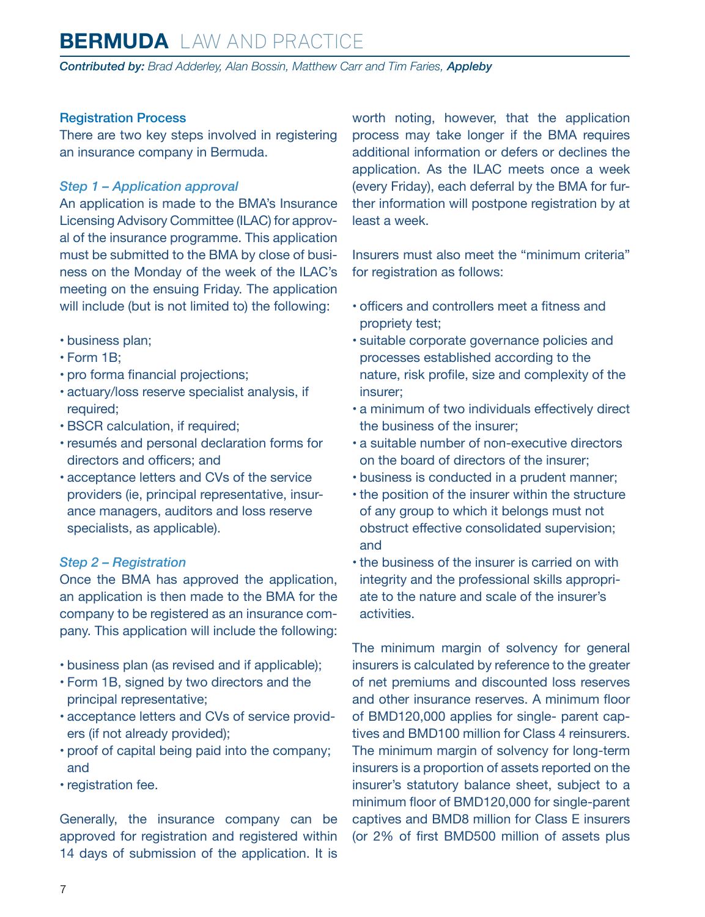### Registration Process

There are two key steps involved in registering an insurance company in Bermuda.

#### *Step 1 – Application approval*

An application is made to the BMA's Insurance Licensing Advisory Committee (ILAC) for approval of the insurance programme. This application must be submitted to the BMA by close of business on the Monday of the week of the ILAC's meeting on the ensuing Friday. The application will include (but is not limited to) the following:

- business plan;
- Form 1B;
- pro forma financial projections;
- actuary/loss reserve specialist analysis, if required;
- BSCR calculation, if required;
- resumés and personal declaration forms for directors and officers; and
- acceptance letters and CVs of the service providers (ie, principal representative, insurance managers, auditors and loss reserve specialists, as applicable).

#### *Step 2 – Registration*

Once the BMA has approved the application, an application is then made to the BMA for the company to be registered as an insurance company. This application will include the following:

- business plan (as revised and if applicable);
- Form 1B, signed by two directors and the principal representative;
- acceptance letters and CVs of service providers (if not already provided);
- proof of capital being paid into the company; and
- registration fee.

Generally, the insurance company can be approved for registration and registered within 14 days of submission of the application. It is worth noting, however, that the application process may take longer if the BMA requires additional information or defers or declines the application. As the ILAC meets once a week (every Friday), each deferral by the BMA for further information will postpone registration by at least a week.

Insurers must also meet the "minimum criteria" for registration as follows:

- officers and controllers meet a fitness and propriety test;
- suitable corporate governance policies and processes established according to the nature, risk profile, size and complexity of the insurer;
- a minimum of two individuals effectively direct the business of the insurer;
- a suitable number of non-executive directors on the board of directors of the insurer;
- business is conducted in a prudent manner;
- the position of the insurer within the structure of any group to which it belongs must not obstruct effective consolidated supervision; and
- the business of the insurer is carried on with integrity and the professional skills appropriate to the nature and scale of the insurer's activities.

The minimum margin of solvency for general insurers is calculated by reference to the greater of net premiums and discounted loss reserves and other insurance reserves. A minimum floor of BMD120,000 applies for single- parent captives and BMD100 million for Class 4 reinsurers. The minimum margin of solvency for long-term insurers is a proportion of assets reported on the insurer's statutory balance sheet, subject to a minimum floor of BMD120,000 for single-parent captives and BMD8 million for Class E insurers (or 2% of first BMD500 million of assets plus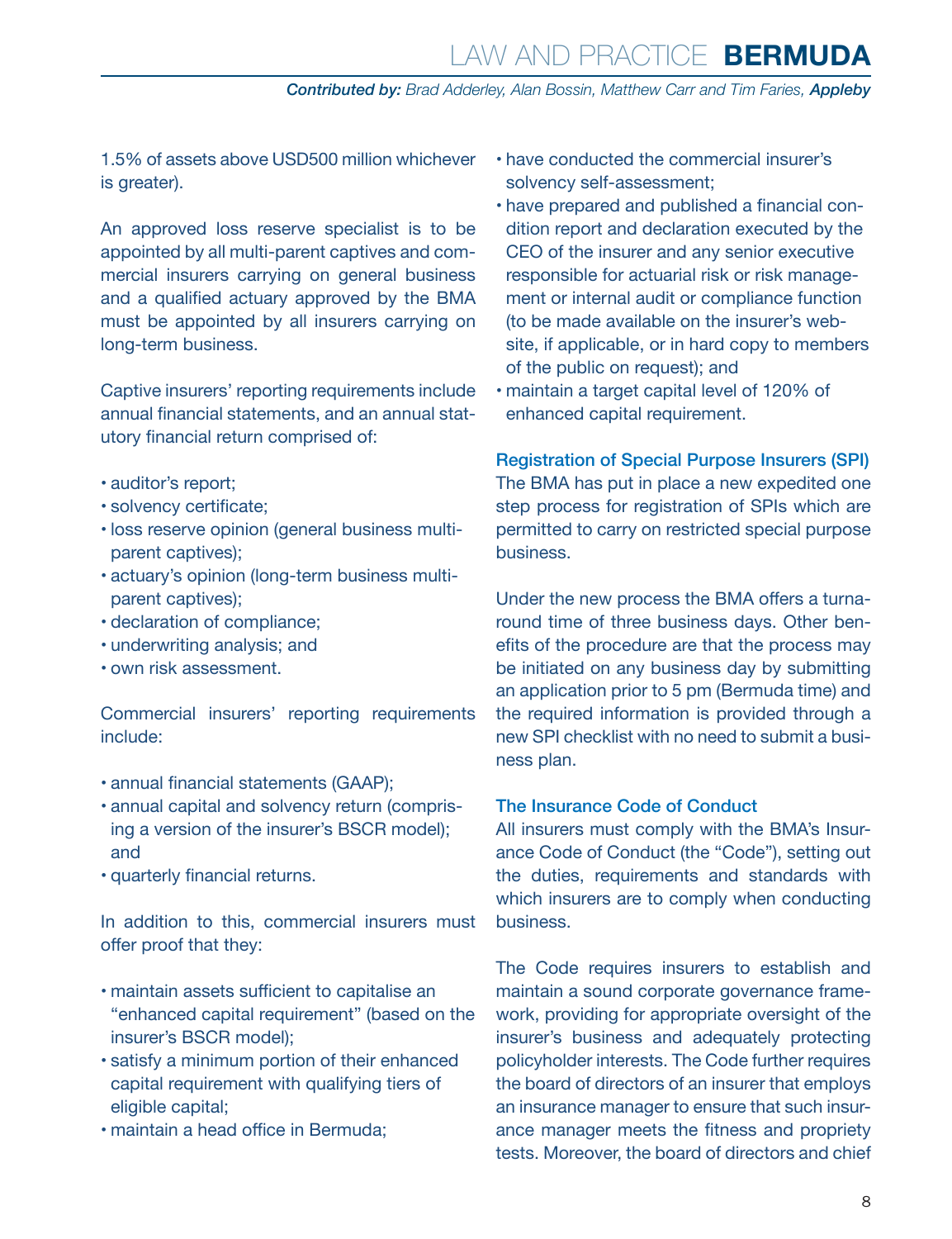1.5% of assets above USD500 million whichever is greater).

An approved loss reserve specialist is to be appointed by all multi-parent captives and commercial insurers carrying on general business and a qualified actuary approved by the BMA must be appointed by all insurers carrying on long-term business.

Captive insurers' reporting requirements include annual financial statements, and an annual statutory financial return comprised of:

- auditor's report;
- solvency certificate;
- loss reserve opinion (general business multi-parent captives);
- actuary's opinion (long-term business multi-parent captives);
- declaration of compliance;
- underwriting analysis; and
- own risk assessment.

Commercial insurers' reporting requirements include:

- annual financial statements (GAAP);
- annual capital and solvency return (comprising a version of the insurer's BSCR model); and
- quarterly financial returns.

In addition to this, commercial insurers must offer proof that they:

- maintain assets sufficient to capitalise an "enhanced capital requirement" (based on the insurer's BSCR model);
- satisfy a minimum portion of their enhanced capital requirement with qualifying tiers of eligible capital;
- maintain a head office in Bermuda;
- have conducted the commercial insurer's solvency self-assessment;
- have prepared and published a financial condition report and declaration executed by the CEO of the insurer and any senior executive responsible for actuarial risk or risk management or internal audit or compliance function (to be made available on the insurer's website, if applicable, or in hard copy to members of the public on request); and
- maintain a target capital level of 120% of enhanced capital requirement.

### Registration of Special Purpose Insurers (SPI)

The BMA has put in place a new expedited one step process for registration of SPIs which are permitted to carry on restricted special purpose business.

Under the new process the BMA offers a turnaround time of three business days. Other benefits of the procedure are that the process may be initiated on any business day by submitting an application prior to 5 pm (Bermuda time) and the required information is provided through a new SPI checklist with no need to submit a business plan.

### The Insurance Code of Conduct

All insurers must comply with the BMA's Insurance Code of Conduct (the "Code"), setting out the duties, requirements and standards with which insurers are to comply when conducting business.

The Code requires insurers to establish and maintain a sound corporate governance framework, providing for appropriate oversight of the insurer's business and adequately protecting policyholder interests. The Code further requires the board of directors of an insurer that employs an insurance manager to ensure that such insurance manager meets the fitness and propriety tests. Moreover, the board of directors and chief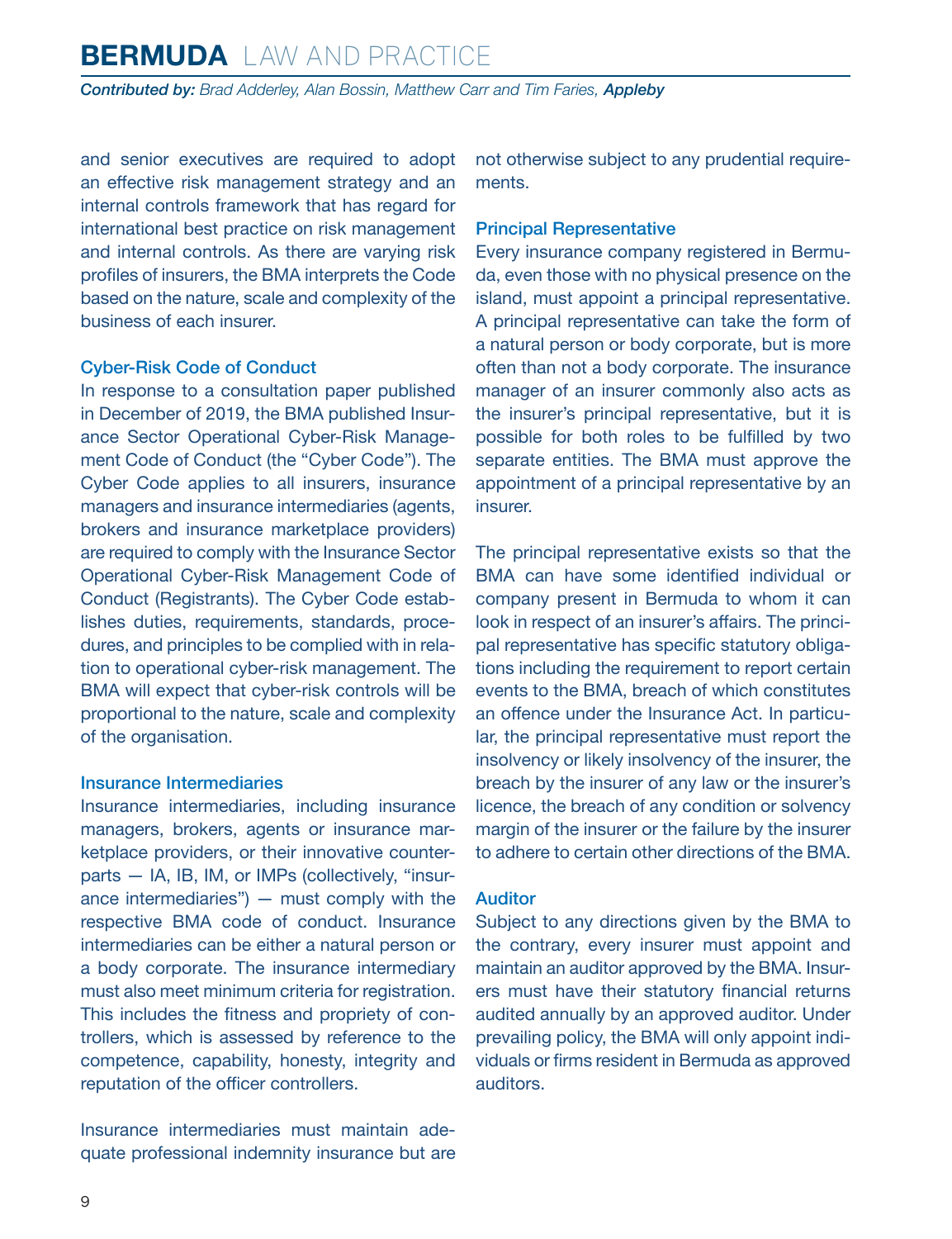and senior executives are required to adopt an effective risk management strategy and an internal controls framework that has regard for international best practice on risk management and internal controls. As there are varying risk profiles of insurers, the BMA interprets the Code based on the nature, scale and complexity of the business of each insurer.

### Cyber-Risk Code of Conduct

In response to a consultation paper published in December of 2019, the BMA published Insurance Sector Operational Cyber-Risk Management Code of Conduct (the "Cyber Code"). The Cyber Code applies to all insurers, insurance managers and insurance intermediaries (agents, brokers and insurance marketplace providers) are required to comply with the Insurance Sector Operational Cyber-Risk Management Code of Conduct (Registrants). The Cyber Code establishes duties, requirements, standards, procedures, and principles to be complied with in relation to operational cyber-risk management. The BMA will expect that cyber-risk controls will be proportional to the nature, scale and complexity of the organisation.

### Insurance Intermediaries

Insurance intermediaries, including insurance managers, brokers, agents or insurance marketplace providers, or their innovative counterparts — IA, IB, IM, or IMPs (collectively, "insurance intermediaries") — must comply with the respective BMA code of conduct. Insurance intermediaries can be either a natural person or a body corporate. The insurance intermediary must also meet minimum criteria for registration. This includes the fitness and propriety of controllers, which is assessed by reference to the competence, capability, honesty, integrity and reputation of the officer controllers.

Insurance intermediaries must maintain adequate professional indemnity insurance but are not otherwise subject to any prudential requirements.

### Principal Representative

Every insurance company registered in Bermuda, even those with no physical presence on the island, must appoint a principal representative. A principal representative can take the form of a natural person or body corporate, but is more often than not a body corporate. The insurance manager of an insurer commonly also acts as the insurer's principal representative, but it is possible for both roles to be fulfilled by two separate entities. The BMA must approve the appointment of a principal representative by an insurer.

The principal representative exists so that the BMA can have some identified individual or company present in Bermuda to whom it can look in respect of an insurer's affairs. The principal representative has specific statutory obligations including the requirement to report certain events to the BMA, breach of which constitutes an offence under the Insurance Act. In particular, the principal representative must report the insolvency or likely insolvency of the insurer, the breach by the insurer of any law or the insurer's licence, the breach of any condition or solvency margin of the insurer or the failure by the insurer to adhere to certain other directions of the BMA.

### Auditor

Subject to any directions given by the BMA to the contrary, every insurer must appoint and maintain an auditor approved by the BMA. Insurers must have their statutory financial returns audited annually by an approved auditor. Under prevailing policy, the BMA will only appoint individuals or firms resident in Bermuda as approved auditors.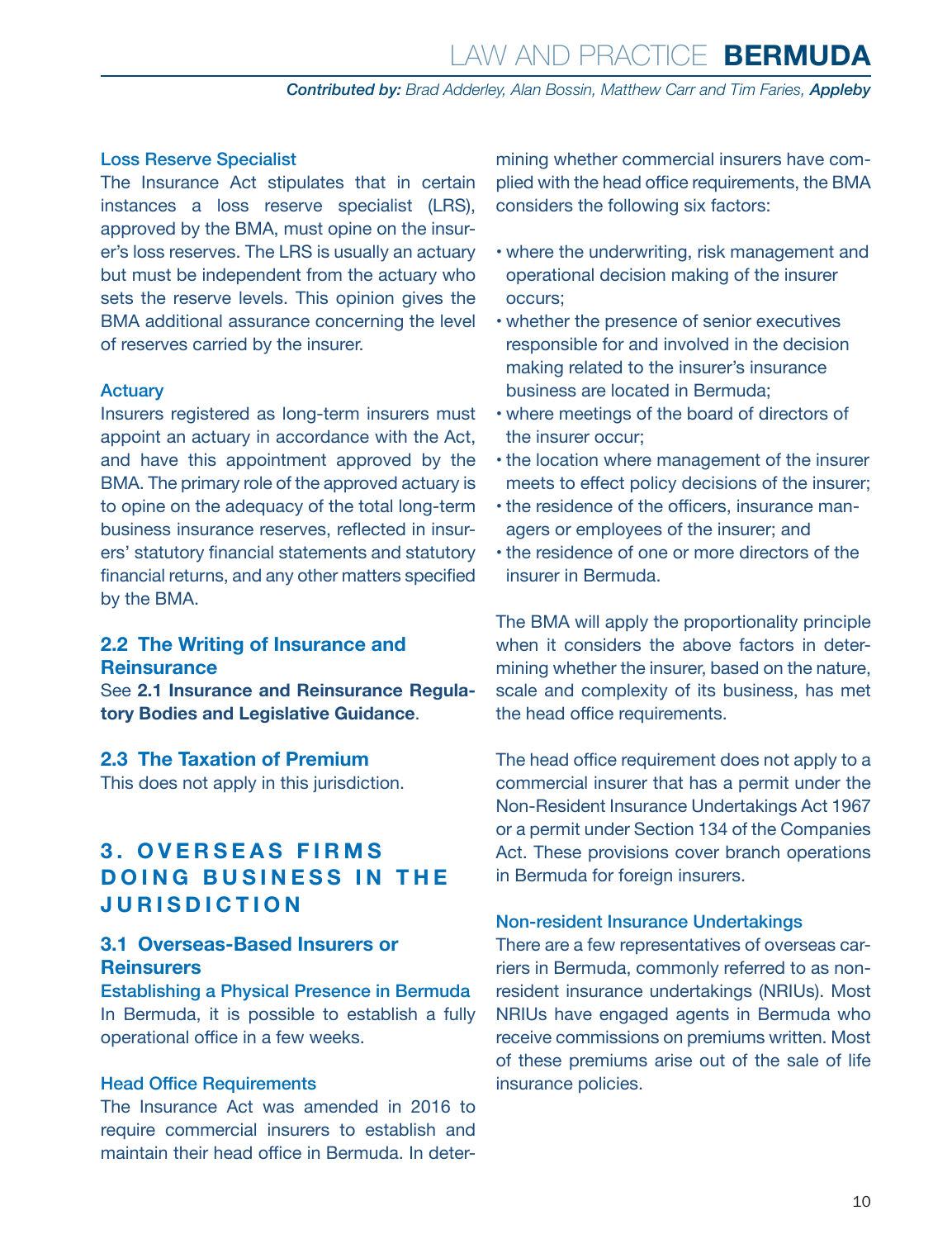#### Loss Reserve Specialist

The Insurance Act stipulates that in certain instances a loss reserve specialist (LRS), approved by the BMA, must opine on the insurer's loss reserves. The LRS is usually an actuary but must be independent from the actuary who sets the reserve levels. This opinion gives the BMA additional assurance concerning the level of reserves carried by the insurer.

#### Actuary

Insurers registered as long-term insurers must appoint an actuary in accordance with the Act, and have this appointment approved by the BMA. The primary role of the approved actuary is to opine on the adequacy of the total long-term business insurance reserves, reflected in insurers' statutory financial statements and statutory financial returns, and any other matters specified by the BMA.

### 2.2 The Writing of Insurance and Reinsurance

See **2.1 Insurance and Reinsurance Regulatory Bodies and Legislative Guidance**.

### 2.3 The Taxation of Premium

This does not apply in this jurisdiction.

## 3. OVERSEAS FIRMS DOING BUSINESS IN THE JURISDICTION

### 3.1 Overseas-Based Insurers or Reinsurers

#### Establishing a Physical Presence in Bermuda

In Bermuda, it is possible to establish a fully operational office in a few weeks.

#### Head Office Requirements

The Insurance Act was amended in 2016 to require commercial insurers to establish and maintain their head office in Bermuda. In determining whether commercial insurers have complied with the head office requirements, the BMA considers the following six factors:

- where the underwriting, risk management and operational decision making of the insurer occurs;
- whether the presence of senior executives responsible for and involved in the decision making related to the insurer's insurance business are located in Bermuda;
- where meetings of the board of directors of the insurer occur;
- the location where management of the insurer meets to effect policy decisions of the insurer;
- the residence of the officers, insurance managers or employees of the insurer; and
- the residence of one or more directors of the insurer in Bermuda.

The BMA will apply the proportionality principle when it considers the above factors in determining whether the insurer, based on the nature, scale and complexity of its business, has met the head office requirements.

The head office requirement does not apply to a commercial insurer that has a permit under the Non-Resident Insurance Undertakings Act 1967 or a permit under Section 134 of the Companies Act. These provisions cover branch operations in Bermuda for foreign insurers.

#### Non-resident Insurance Undertakings

There are a few representatives of overseas carriers in Bermuda, commonly referred to as non-resident insurance undertakings (NRIUs). Most NRIUs have engaged agents in Bermuda who receive commissions on premiums written. Most of these premiums arise out of the sale of life insurance policies.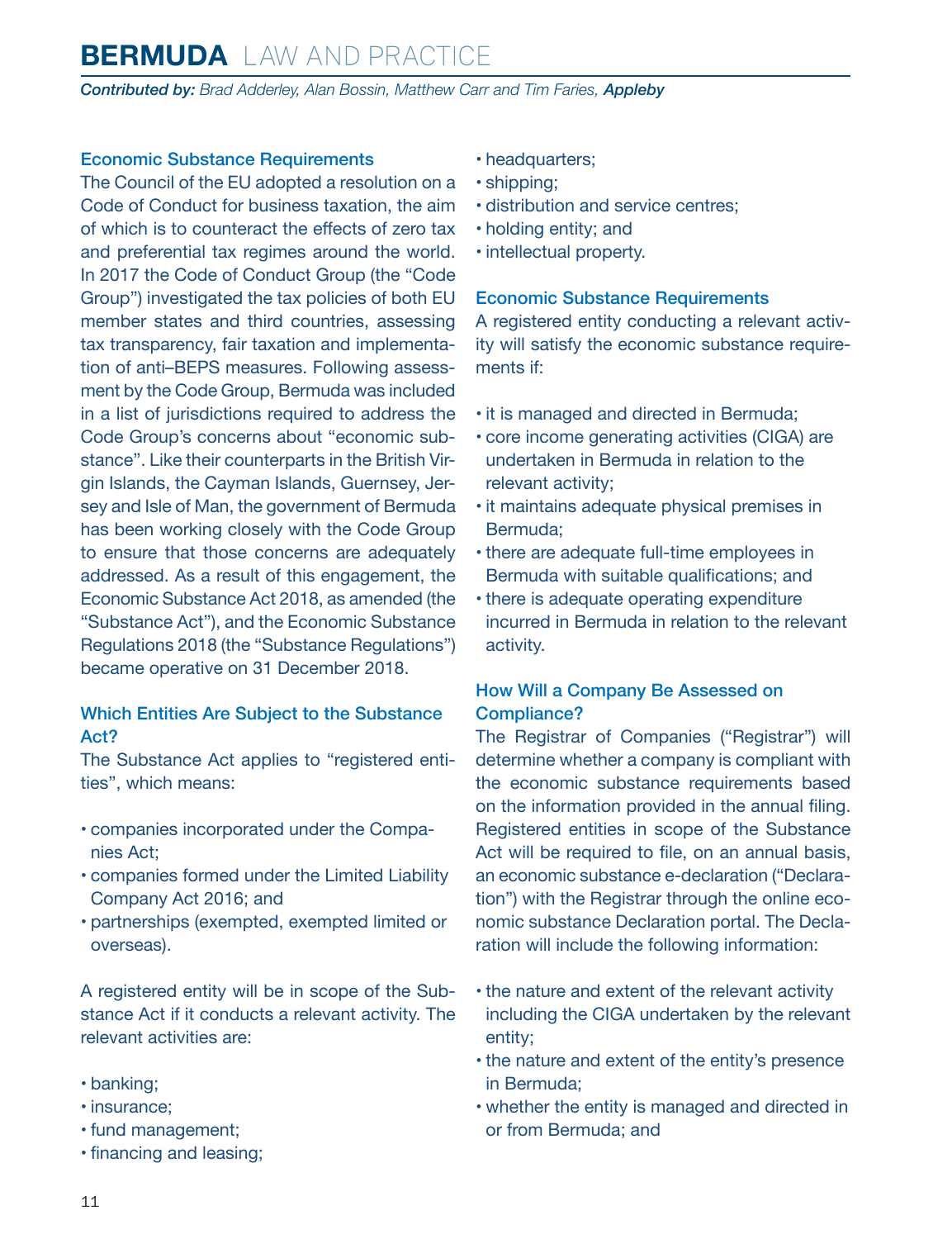### Economic Substance Requirements

The Council of the EU adopted a resolution on a Code of Conduct for business taxation, the aim of which is to counteract the effects of zero tax and preferential tax regimes around the world. In 2017 the Code of Conduct Group (the "Code Group") investigated the tax policies of both EU member states and third countries, assessing tax transparency, fair taxation and implementation of anti–BEPS measures. Following assessment by the Code Group, Bermuda was included in a list of jurisdictions required to address the Code Group's concerns about "economic substance". Like their counterparts in the British Virgin Islands, the Cayman Islands, Guernsey, Jersey and Isle of Man, the government of Bermuda has been working closely with the Code Group to ensure that those concerns are adequately addressed. As a result of this engagement, the Economic Substance Act 2018, as amended (the "Substance Act"), and the Economic Substance Regulations 2018 (the "Substance Regulations") became operative on 31 December 2018.

### Which Entities Are Subject to the Substance Act?

The Substance Act applies to "registered entities", which means:

- companies incorporated under the Companies Act;
- companies formed under the Limited Liability Company Act 2016; and
- partnerships (exempted, exempted limited or overseas).

A registered entity will be in scope of the Substance Act if it conducts a relevant activity. The relevant activities are:

- banking;
- insurance;
- fund management;
- financing and leasing;
- headquarters;
- shipping;
- distribution and service centres;
- holding entity; and
- intellectual property.

### Economic Substance Requirements

A registered entity conducting a relevant activity will satisfy the economic substance requirements if:

- it is managed and directed in Bermuda;
- core income generating activities (CIGA) are undertaken in Bermuda in relation to the relevant activity;
- it maintains adequate physical premises in Bermuda;
- there are adequate full-time employees in Bermuda with suitable qualifications; and
- there is adequate operating expenditure incurred in Bermuda in relation to the relevant activity.

### How Will a Company Be Assessed on Compliance?

The Registrar of Companies ("Registrar") will determine whether a company is compliant with the economic substance requirements based on the information provided in the annual filing. Registered entities in scope of the Substance Act will be required to file, on an annual basis, an economic substance e-declaration ("Declaration") with the Registrar through the online economic substance Declaration portal. The Declaration will include the following information:

- the nature and extent of the relevant activity including the CIGA undertaken by the relevant entity;
- the nature and extent of the entity's presence in Bermuda;
- whether the entity is managed and directed in or from Bermuda; and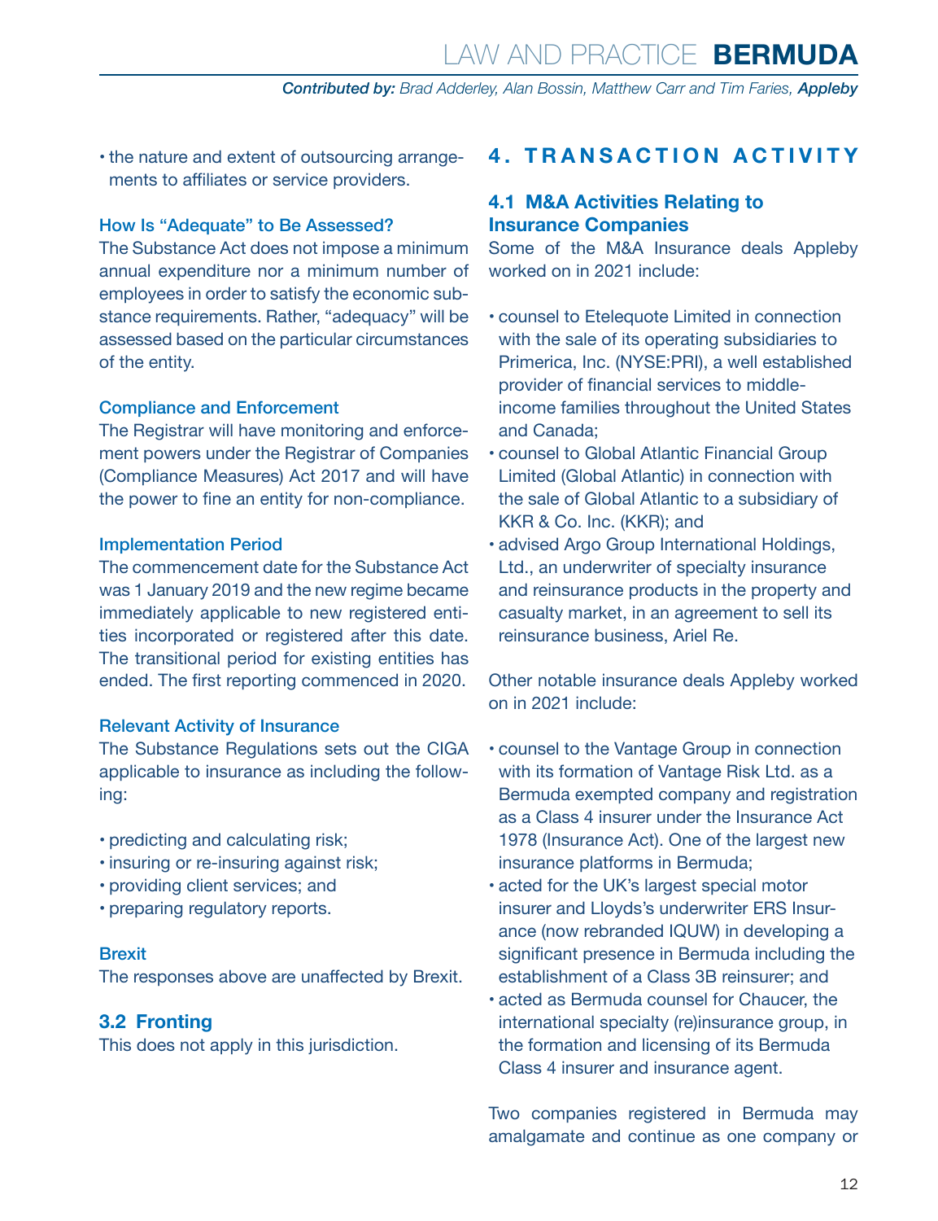- the nature and extent of outsourcing arrangements to affiliates or service providers.

#### How Is "Adequate" to Be Assessed?

The Substance Act does not impose a minimum annual expenditure nor a minimum number of employees in order to satisfy the economic substance requirements. Rather, "adequacy" will be assessed based on the particular circumstances of the entity.

#### Compliance and Enforcement

The Registrar will have monitoring and enforcement powers under the Registrar of Companies (Compliance Measures) Act 2017 and will have the power to fine an entity for non-compliance.

#### Implementation Period

The commencement date for the Substance Act was 1 January 2019 and the new regime became immediately applicable to new registered entities incorporated or registered after this date. The transitional period for existing entities has ended. The first reporting commenced in 2020.

#### Relevant Activity of Insurance

The Substance Regulations sets out the CIGA applicable to insurance as including the following:

- predicting and calculating risk;
- insuring or re-insuring against risk;
- providing client services; and
- preparing regulatory reports.

#### Brexit

The responses above are unaffected by Brexit.

### 3.2 Fronting

This does not apply in this jurisdiction.

## 4. TRANSACTION ACTIVITY

### 4.1 M&A Activities Relating to Insurance Companies

Some of the M&A Insurance deals Appleby worked on in 2021 include:

- counsel to Etelequote Limited in connection with the sale of its operating subsidiaries to Primerica, Inc. (NYSE:PRI), a well established provider of financial services to middle-income families throughout the United States and Canada;
- counsel to Global Atlantic Financial Group Limited (Global Atlantic) in connection with the sale of Global Atlantic to a subsidiary of KKR & Co. Inc. (KKR); and
- advised Argo Group International Holdings, Ltd., an underwriter of specialty insurance and reinsurance products in the property and casualty market, in an agreement to sell its reinsurance business, Ariel Re.

Other notable insurance deals Appleby worked on in 2021 include:

- counsel to the Vantage Group in connection with its formation of Vantage Risk Ltd. as a Bermuda exempted company and registration as a Class 4 insurer under the Insurance Act 1978 (Insurance Act). One of the largest new insurance platforms in Bermuda;
- acted for the UK's largest special motor insurer and Lloyds's underwriter ERS Insurance (now rebranded IQUW) in developing a significant presence in Bermuda including the establishment of a Class 3B reinsurer; and
- acted as Bermuda counsel for Chaucer, the international specialty (re)insurance group, in the formation and licensing of its Bermuda Class 4 insurer and insurance agent.

Two companies registered in Bermuda may amalgamate and continue as one company or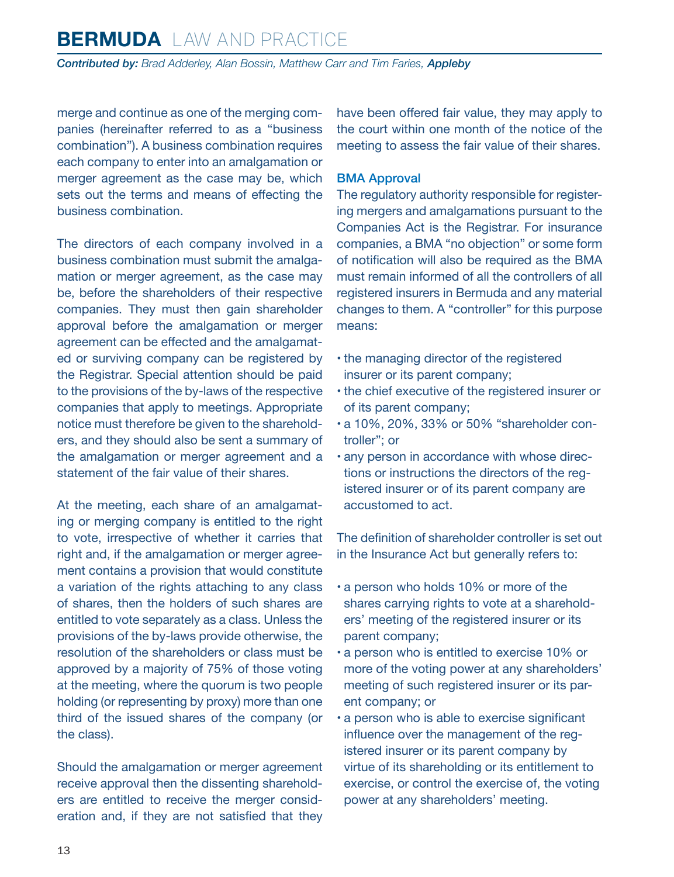merge and continue as one of the merging companies (hereinafter referred to as a "business combination"). A business combination requires each company to enter into an amalgamation or merger agreement as the case may be, which sets out the terms and means of effecting the business combination.

The directors of each company involved in a business combination must submit the amalgamation or merger agreement, as the case may be, before the shareholders of their respective companies. They must then gain shareholder approval before the amalgamation or merger agreement can be effected and the amalgamated or surviving company can be registered by the Registrar. Special attention should be paid to the provisions of the by-laws of the respective companies that apply to meetings. Appropriate notice must therefore be given to the shareholders, and they should also be sent a summary of the amalgamation or merger agreement and a statement of the fair value of their shares.

At the meeting, each share of an amalgamating or merging company is entitled to the right to vote, irrespective of whether it carries that right and, if the amalgamation or merger agreement contains a provision that would constitute a variation of the rights attaching to any class of shares, then the holders of such shares are entitled to vote separately as a class. Unless the provisions of the by-laws provide otherwise, the resolution of the shareholders or class must be approved by a majority of 75% of those voting at the meeting, where the quorum is two people holding (or representing by proxy) more than one third of the issued shares of the company (or the class).

Should the amalgamation or merger agreement receive approval then the dissenting shareholders are entitled to receive the merger consideration and, if they are not satisfied that they have been offered fair value, they may apply to the court within one month of the notice of the meeting to assess the fair value of their shares.

### BMA Approval

The regulatory authority responsible for registering mergers and amalgamations pursuant to the Companies Act is the Registrar. For insurance companies, a BMA "no objection" or some form of notification will also be required as the BMA must remain informed of all the controllers of all registered insurers in Bermuda and any material changes to them. A "controller" for this purpose means:

- the managing director of the registered insurer or its parent company;
- the chief executive of the registered insurer or of its parent company;
- a 10%, 20%, 33% or 50% "shareholder controller"; or
- any person in accordance with whose directions or instructions the directors of the registered insurer or of its parent company are accustomed to act.

The definition of shareholder controller is set out in the Insurance Act but generally refers to:

- a person who holds 10% or more of the shares carrying rights to vote at a shareholders' meeting of the registered insurer or its parent company;
- a person who is entitled to exercise 10% or more of the voting power at any shareholders' meeting of such registered insurer or its parent company; or
- a person who is able to exercise significant influence over the management of the registered insurer or its parent company by virtue of its shareholding or its entitlement to exercise, or control the exercise of, the voting power at any shareholders' meeting.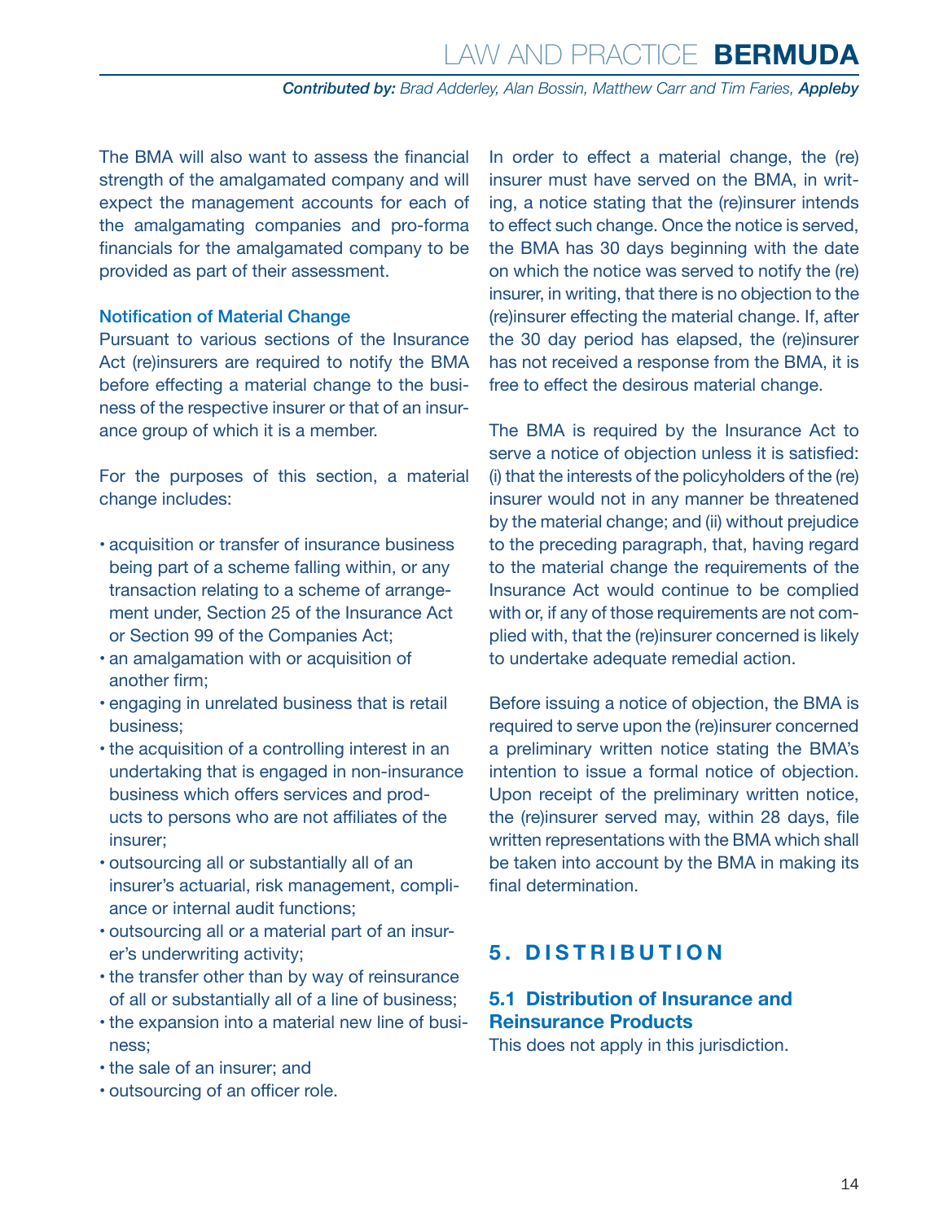The BMA will also want to assess the financial strength of the amalgamated company and will expect the management accounts for each of the amalgamating companies and pro-forma financials for the amalgamated company to be provided as part of their assessment.

### Notification of Material Change

Pursuant to various sections of the Insurance Act (re)insurers are required to notify the BMA before effecting a material change to the business of the respective insurer or that of an insurance group of which it is a member.

For the purposes of this section, a material change includes:

- acquisition or transfer of insurance business being part of a scheme falling within, or any transaction relating to a scheme of arrangement under, Section 25 of the Insurance Act or Section 99 of the Companies Act;
- an amalgamation with or acquisition of another firm;
- engaging in unrelated business that is retail business;
- the acquisition of a controlling interest in an undertaking that is engaged in non-insurance business which offers services and products to persons who are not affiliates of the insurer;
- outsourcing all or substantially all of an insurer's actuarial, risk management, compliance or internal audit functions;
- outsourcing all or a material part of an insurer's underwriting activity;
- the transfer other than by way of reinsurance of all or substantially all of a line of business;
- the expansion into a material new line of business;
- the sale of an insurer; and
- outsourcing of an officer role.

In order to effect a material change, the (re) insurer must have served on the BMA, in writing, a notice stating that the (re)insurer intends to effect such change. Once the notice is served, the BMA has 30 days beginning with the date on which the notice was served to notify the (re) insurer, in writing, that there is no objection to the (re)insurer effecting the material change. If, after the 30 day period has elapsed, the (re)insurer has not received a response from the BMA, it is free to effect the desirous material change.

The BMA is required by the Insurance Act to serve a notice of objection unless it is satisfied: (i) that the interests of the policyholders of the (re) insurer would not in any manner be threatened by the material change; and (ii) without prejudice to the preceding paragraph, that, having regard to the material change the requirements of the Insurance Act would continue to be complied with or, if any of those requirements are not complied with, that the (re)insurer concerned is likely to undertake adequate remedial action.

Before issuing a notice of objection, the BMA is required to serve upon the (re)insurer concerned a preliminary written notice stating the BMA's intention to issue a formal notice of objection. Upon receipt of the preliminary written notice, the (re)insurer served may, within 28 days, file written representations with the BMA which shall be taken into account by the BMA in making its final determination.

## 5. DISTRIBUTION

### 5.1 Distribution of Insurance and Reinsurance Products

This does not apply in this jurisdiction.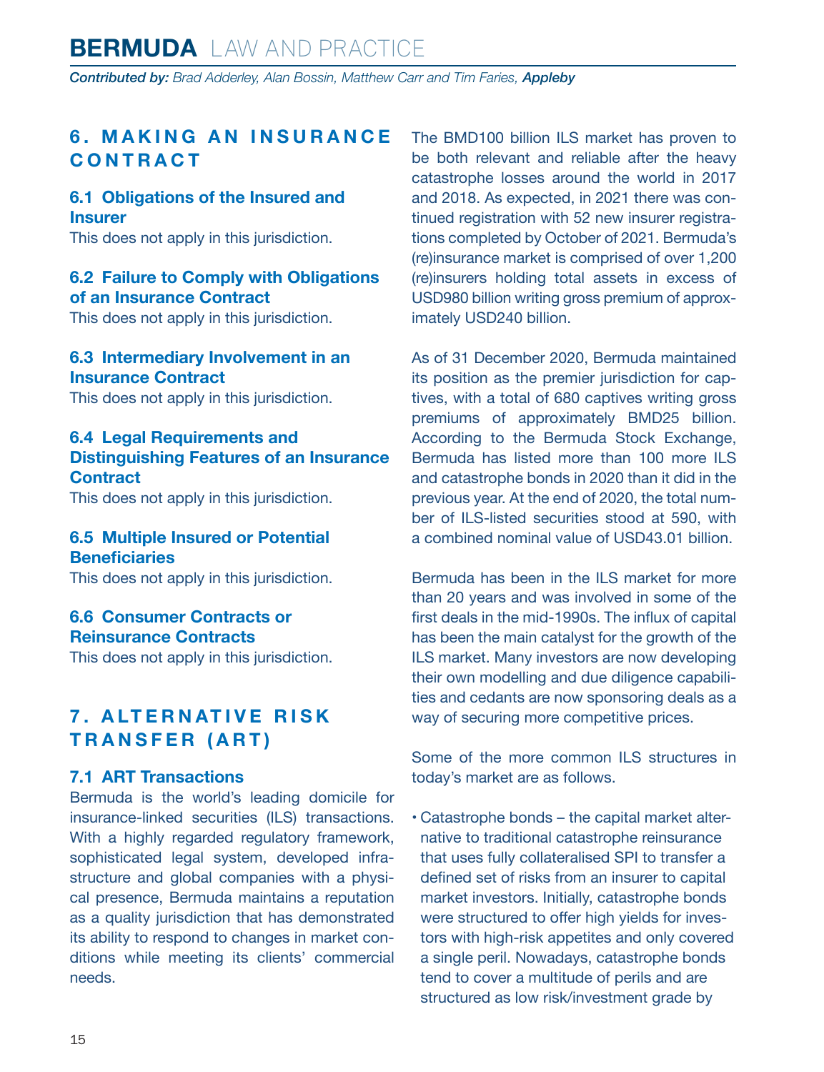## 6. MAKING AN INSURANCE CONTRACT

### 6.1 Obligations of the Insured and Insurer

This does not apply in this jurisdiction.

### 6.2 Failure to Comply with Obligations of an Insurance Contract

This does not apply in this jurisdiction.

### 6.3 Intermediary Involvement in an Insurance Contract

This does not apply in this jurisdiction.

### 6.4 Legal Requirements and Distinguishing Features of an Insurance Contract

This does not apply in this jurisdiction.

### 6.5 Multiple Insured or Potential Beneficiaries

This does not apply in this jurisdiction.

### 6.6 Consumer Contracts or Reinsurance Contracts

This does not apply in this jurisdiction.

## 7. ALTERNATIVE RISK TRANSFER (ART)

### 7.1 ART Transactions

Bermuda is the world's leading domicile for insurance-linked securities (ILS) transactions. With a highly regarded regulatory framework, sophisticated legal system, developed infrastructure and global companies with a physical presence, Bermuda maintains a reputation as a quality jurisdiction that has demonstrated its ability to respond to changes in market conditions while meeting its clients' commercial needs.

The BMD100 billion ILS market has proven to be both relevant and reliable after the heavy catastrophe losses around the world in 2017 and 2018. As expected, in 2021 there was continued registration with 52 new insurer registrations completed by October of 2021. Bermuda's (re)insurance market is comprised of over 1,200 (re)insurers holding total assets in excess of USD980 billion writing gross premium of approximately USD240 billion.

As of 31 December 2020, Bermuda maintained its position as the premier jurisdiction for captives, with a total of 680 captives writing gross premiums of approximately BMD25 billion. According to the Bermuda Stock Exchange, Bermuda has listed more than 100 more ILS and catastrophe bonds in 2020 than it did in the previous year. At the end of 2020, the total number of ILS-listed securities stood at 590, with a combined nominal value of USD43.01 billion.

Bermuda has been in the ILS market for more than 20 years and was involved in some of the first deals in the mid-1990s. The influx of capital has been the main catalyst for the growth of the ILS market. Many investors are now developing their own modelling and due diligence capabilities and cedants are now sponsoring deals as a way of securing more competitive prices.

Some of the more common ILS structures in today's market are as follows.

- Catastrophe bonds – the capital market alternative to traditional catastrophe reinsurance that uses fully collateralised SPI to transfer a defined set of risks from an insurer to capital market investors. Initially, catastrophe bonds were structured to offer high yields for investors with high-risk appetites and only covered a single peril. Nowadays, catastrophe bonds tend to cover a multitude of perils and are structured as low risk/investment grade by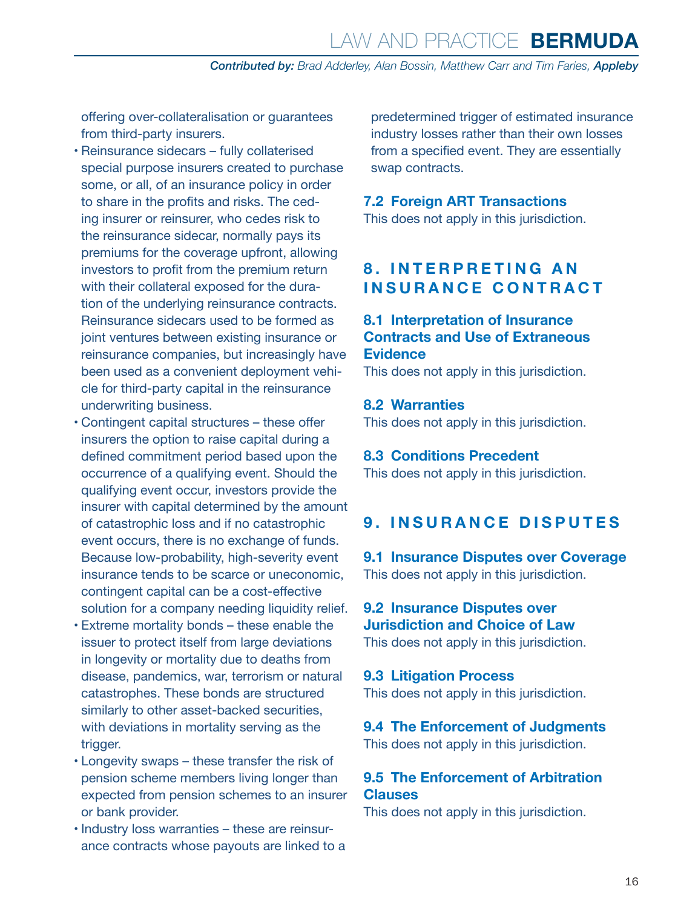offering over-collateralisation or guarantees from third-party insurers.

- Reinsurance sidecars – fully collaterised special purpose insurers created to purchase some, or all, of an insurance policy in order to share in the profits and risks. The ceding insurer or reinsurer, who cedes risk to the reinsurance sidecar, normally pays its premiums for the coverage upfront, allowing investors to profit from the premium return with their collateral exposed for the duration of the underlying reinsurance contracts. Reinsurance sidecars used to be formed as joint ventures between existing insurance or reinsurance companies, but increasingly have been used as a convenient deployment vehicle for third-party capital in the reinsurance underwriting business.
- Contingent capital structures – these offer insurers the option to raise capital during a defined commitment period based upon the occurrence of a qualifying event. Should the qualifying event occur, investors provide the insurer with capital determined by the amount of catastrophic loss and if no catastrophic event occurs, there is no exchange of funds. Because low-probability, high-severity event insurance tends to be scarce or uneconomic, contingent capital can be a cost-effective solution for a company needing liquidity relief.
- Extreme mortality bonds – these enable the issuer to protect itself from large deviations in longevity or mortality due to deaths from disease, pandemics, war, terrorism or natural catastrophes. These bonds are structured similarly to other asset-backed securities, with deviations in mortality serving as the trigger.
- Longevity swaps – these transfer the risk of pension scheme members living longer than expected from pension schemes to an insurer or bank provider.
- Industry loss warranties – these are reinsurance contracts whose payouts are linked to a predetermined trigger of estimated insurance industry losses rather than their own losses from a specified event. They are essentially swap contracts.

### 7.2 Foreign ART Transactions

This does not apply in this jurisdiction.

## 8. INTERPRETING AN INSURANCE CONTRACT

### 8.1 Interpretation of Insurance Contracts and Use of Extraneous Evidence

This does not apply in this jurisdiction.

### 8.2 Warranties

This does not apply in this jurisdiction.

### 8.3 Conditions Precedent

This does not apply in this jurisdiction.

## 9. INSURANCE DISPUTES

### 9.1 Insurance Disputes over Coverage

This does not apply in this jurisdiction.

### 9.2 Insurance Disputes over Jurisdiction and Choice of Law

This does not apply in this jurisdiction.

### 9.3 Litigation Process

This does not apply in this jurisdiction.

### 9.4 The Enforcement of Judgments

This does not apply in this jurisdiction.

### 9.5 The Enforcement of Arbitration Clauses

This does not apply in this jurisdiction.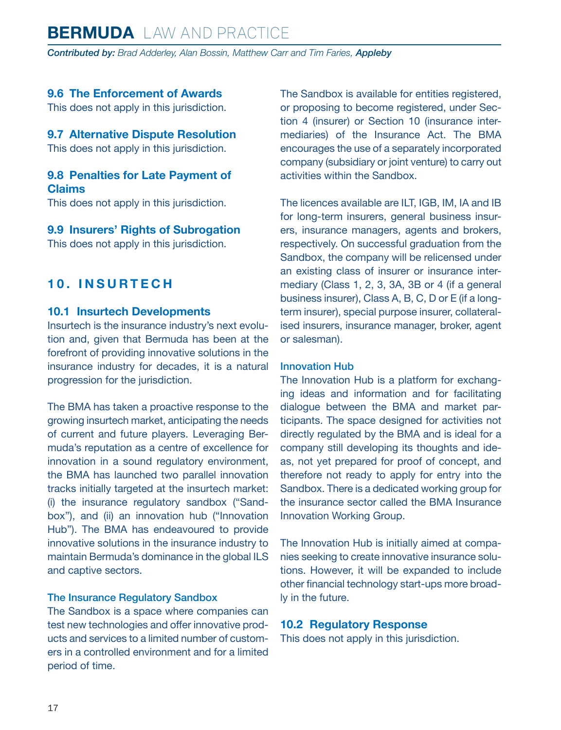### 9.6 The Enforcement of Awards

This does not apply in this jurisdiction.

### 9.7 Alternative Dispute Resolution

This does not apply in this jurisdiction.

### 9.8 Penalties for Late Payment of Claims

This does not apply in this jurisdiction.

### 9.9 Insurers' Rights of Subrogation

This does not apply in this jurisdiction.

## 10. INSURTECH

### 10.1 Insurtech Developments

Insurtech is the insurance industry's next evolution and, given that Bermuda has been at the forefront of providing innovative solutions in the insurance industry for decades, it is a natural progression for the jurisdiction.

The BMA has taken a proactive response to the growing insurtech market, anticipating the needs of current and future players. Leveraging Bermuda's reputation as a centre of excellence for innovation in a sound regulatory environment, the BMA has launched two parallel innovation tracks initially targeted at the insurtech market: (i) the insurance regulatory sandbox ("Sandbox"), and (ii) an innovation hub ("Innovation Hub"). The BMA has endeavoured to provide innovative solutions in the insurance industry to maintain Bermuda's dominance in the global ILS and captive sectors.

#### The Insurance Regulatory Sandbox

The Sandbox is a space where companies can test new technologies and offer innovative products and services to a limited number of customers in a controlled environment and for a limited period of time.

The Sandbox is available for entities registered, or proposing to become registered, under Section 4 (insurer) or Section 10 (insurance intermediaries) of the Insurance Act. The BMA encourages the use of a separately incorporated company (subsidiary or joint venture) to carry out activities within the Sandbox.

The licences available are ILT, IGB, IM, IA and IB for long-term insurers, general business insurers, insurance managers, agents and brokers, respectively. On successful graduation from the Sandbox, the company will be relicensed under an existing class of insurer or insurance intermediary (Class 1, 2, 3, 3A, 3B or 4 (if a general business insurer), Class A, B, C, D or E (if a long-term insurer), special purpose insurer, collateralised insurers, insurance manager, broker, agent or salesman).

#### Innovation Hub

The Innovation Hub is a platform for exchanging ideas and information and for facilitating dialogue between the BMA and market participants. The space designed for activities not directly regulated by the BMA and is ideal for a company still developing its thoughts and ideas, not yet prepared for proof of concept, and therefore not ready to apply for entry into the Sandbox. There is a dedicated working group for the insurance sector called the BMA Insurance Innovation Working Group.

The Innovation Hub is initially aimed at companies seeking to create innovative insurance solutions. However, it will be expanded to include other financial technology start-ups more broadly in the future.

### 10.2 Regulatory Response

This does not apply in this jurisdiction.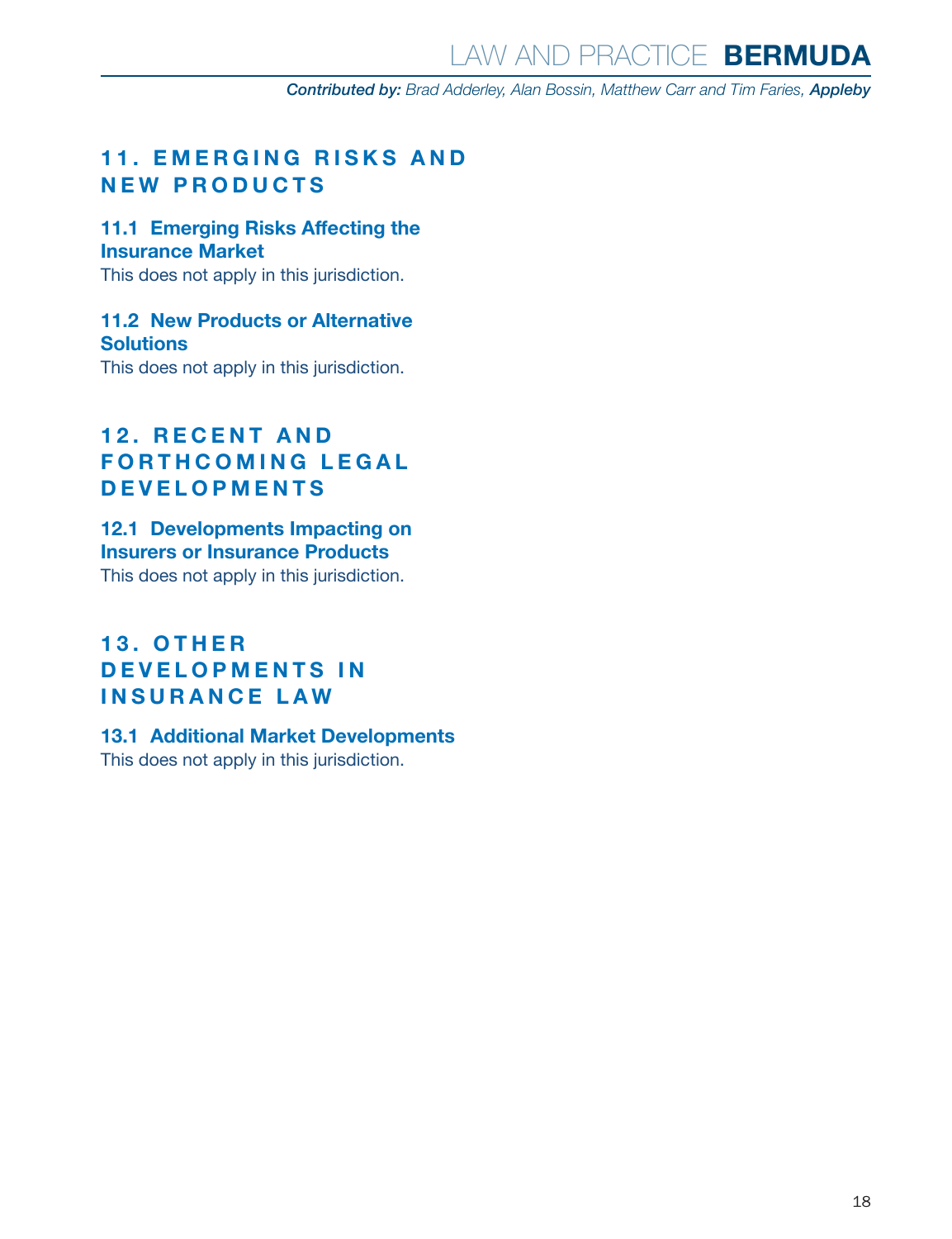## 11. EMERGING RISKS AND NEW PRODUCTS

### 11.1 Emerging Risks Affecting the Insurance Market

This does not apply in this jurisdiction.

### 11.2 New Products or Alternative Solutions

This does not apply in this jurisdiction.

## 12. RECENT AND FORTHCOMING LEGAL DEVELOPMENTS

### 12.1 Developments Impacting on Insurers or Insurance Products

This does not apply in this jurisdiction.

## 13. OTHER DEVELOPMENTS IN INSURANCE LAW

### 13.1 Additional Market Developments

This does not apply in this jurisdiction.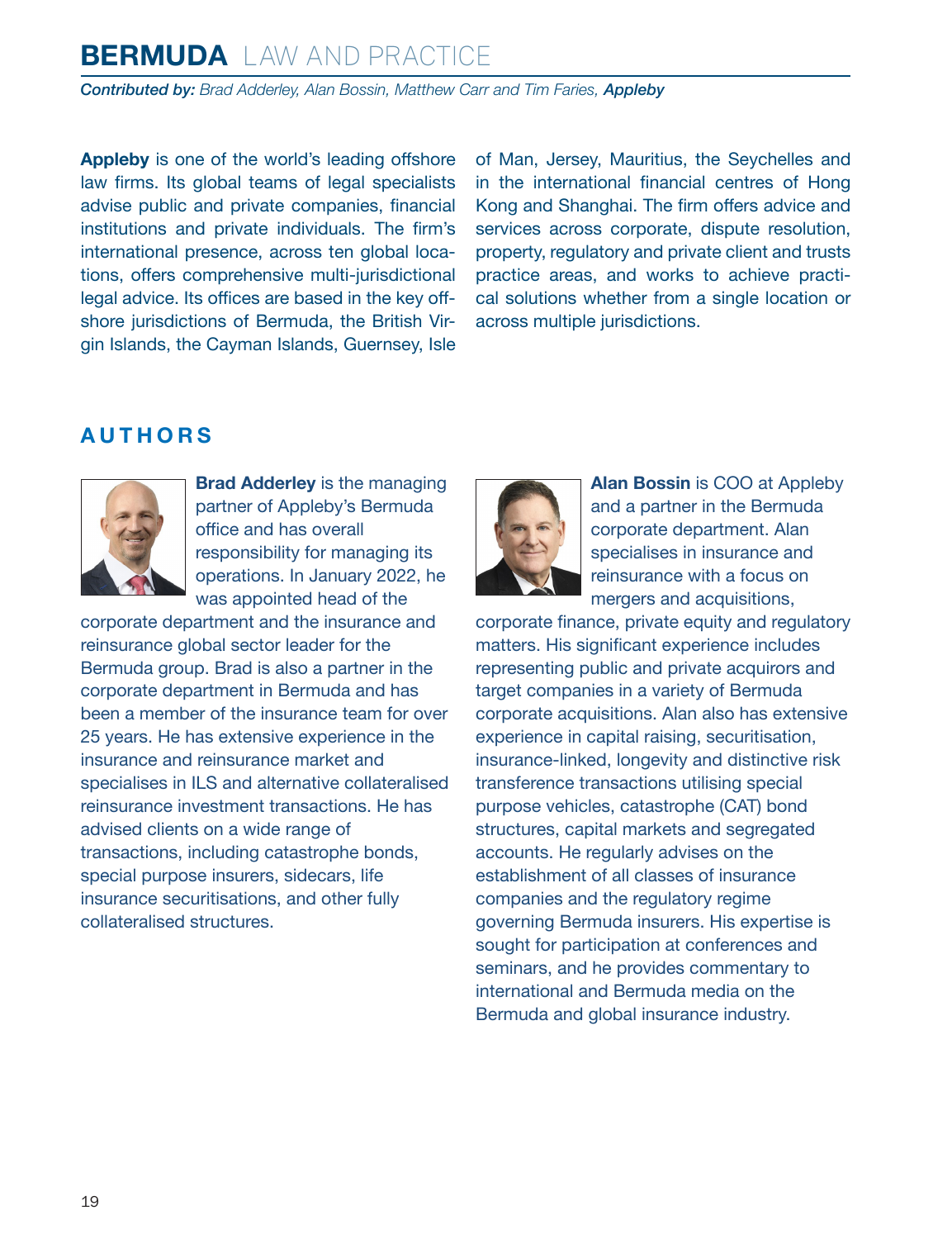**Appleby** is one of the world's leading offshore law firms. Its global teams of legal specialists advise public and private companies, financial institutions and private individuals. The firm's international presence, across ten global locations, offers comprehensive multi-jurisdictional legal advice. Its offices are based in the key offshore jurisdictions of Bermuda, the British Virgin Islands, the Cayman Islands, Guernsey, Isle of Man, Jersey, Mauritius, the Seychelles and in the international financial centres of Hong Kong and Shanghai. The firm offers advice and services across corporate, dispute resolution, property, regulatory and private client and trusts practice areas, and works to achieve practical solutions whether from a single location or across multiple jurisdictions.

## AUTHORS

**Brad Adderley** is the managing partner of Appleby's Bermuda office and has overall responsibility for managing its operations. In January 2022, he was appointed head of the corporate department and the insurance and reinsurance global sector leader for the Bermuda group. Brad is also a partner in the corporate department in Bermuda and has been a member of the insurance team for over 25 years. He has extensive experience in the insurance and reinsurance market and specialises in ILS and alternative collateralised reinsurance investment transactions. He has advised clients on a wide range of transactions, including catastrophe bonds, special purpose insurers, sidecars, life insurance securitisations, and other fully collateralised structures.

**Alan Bossin** is COO at Appleby and a partner in the Bermuda corporate department. Alan specialises in insurance and reinsurance with a focus on mergers and acquisitions, corporate finance, private equity and regulatory matters. His significant experience includes representing public and private acquirors and target companies in a variety of Bermuda corporate acquisitions. Alan also has extensive experience in capital raising, securitisation, insurance-linked, longevity and distinctive risk transference transactions utilising special purpose vehicles, catastrophe (CAT) bond structures, capital markets and segregated accounts. He regularly advises on the establishment of all classes of insurance companies and the regulatory regime governing Bermuda insurers. His expertise is sought for participation at conferences and seminars, and he provides commentary to international and Bermuda media on the Bermuda and global insurance industry.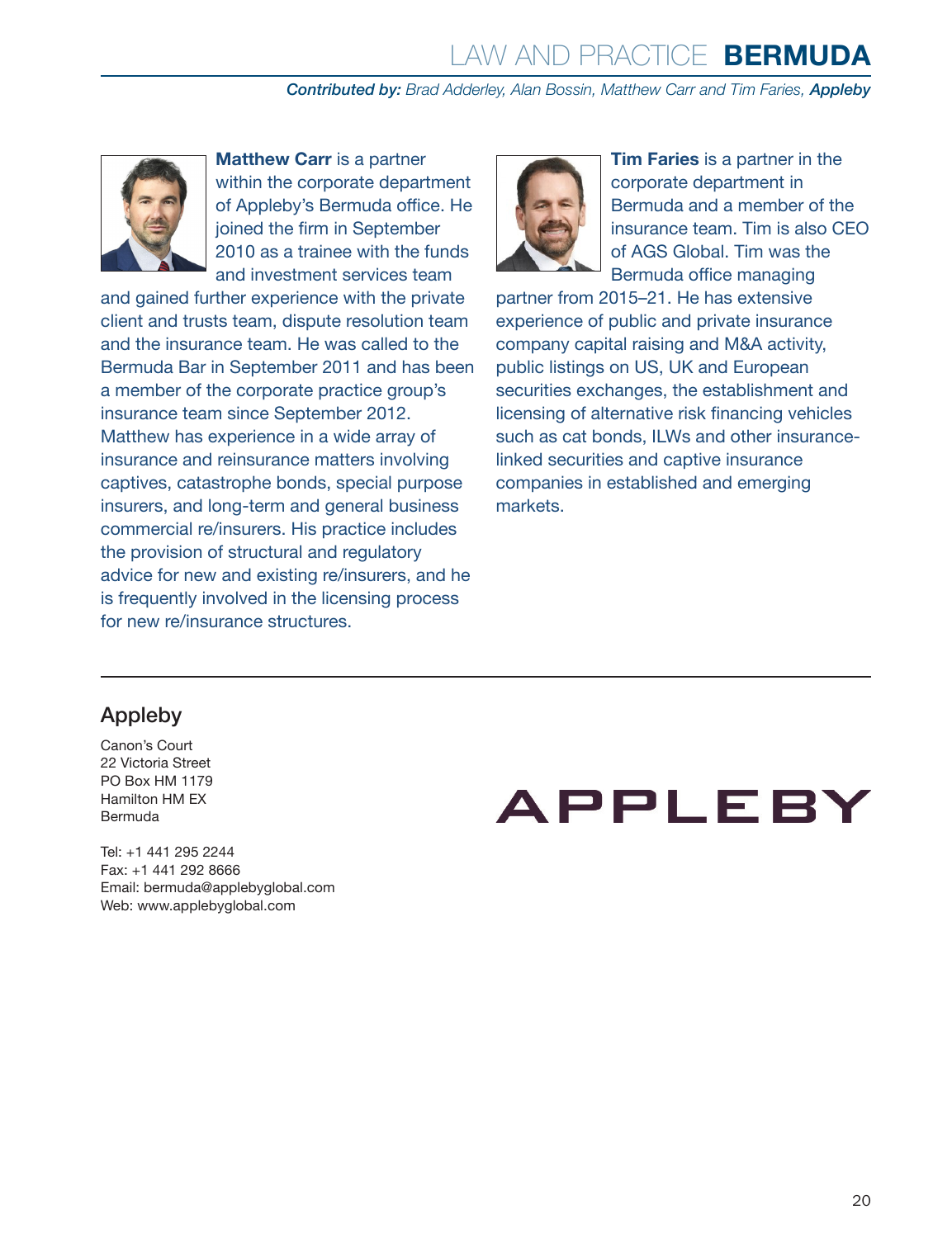**Matthew Carr** is a partner within the corporate department of Appleby's Bermuda office. He joined the firm in September 2010 as a trainee with the funds and investment services team and gained further experience with the private client and trusts team, dispute resolution team and the insurance team. He was called to the Bermuda Bar in September 2011 and has been a member of the corporate practice group's insurance team since September 2012. Matthew has experience in a wide array of insurance and reinsurance matters involving captives, catastrophe bonds, special purpose insurers, and long-term and general business commercial re/insurers. His practice includes the provision of structural and regulatory advice for new and existing re/insurers, and he is frequently involved in the licensing process for new re/insurance structures.

**Tim Faries** is a partner in the corporate department in Bermuda and a member of the insurance team. Tim is also CEO of AGS Global. Tim was the Bermuda office managing partner from 2015–21. He has extensive experience of public and private insurance company capital raising and M&A activity, public listings on US, UK and European securities exchanges, the establishment and licensing of alternative risk financing vehicles such as cat bonds, ILWs and other insurance-linked securities and captive insurance companies in established and emerging markets.

## Appleby

Canon's Court
22 Victoria Street
PO Box HM 1179
Hamilton HM EX
Bermuda

Tel: +1 441 295 2244
Fax: +1 441 292 8666
Email: bermuda@applebyglobal.com
Web: www.applebyglobal.com

APPLEBY